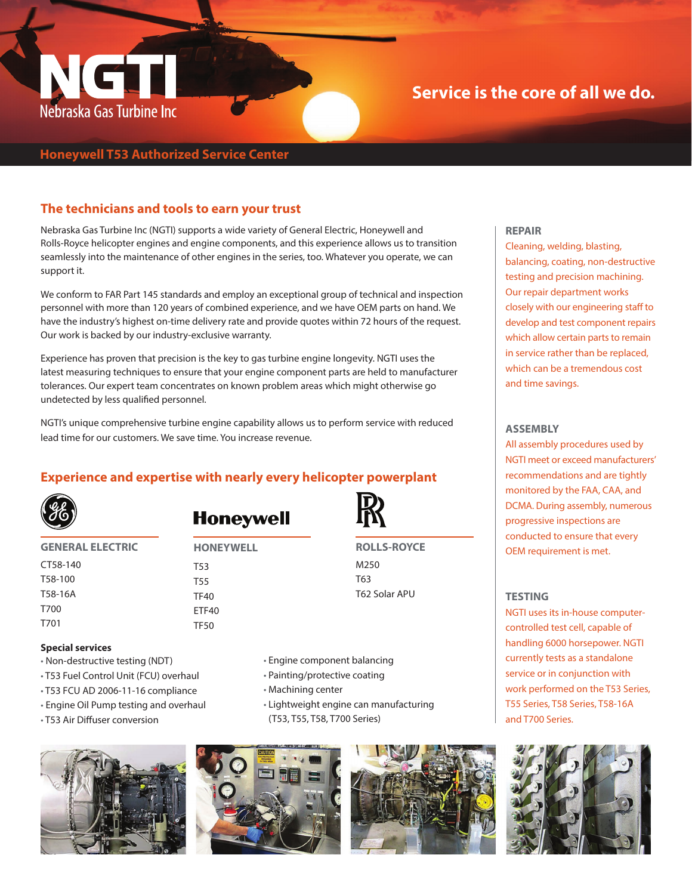# NGTI

Nebraska Gas Turbine Inc

**Service is the core of all we do.**

**Honeywell T53 Authorized Service Center**

## The technicians and tools to earn your trust

Nebraska Gas Turbine Inc (NGTI) supports a wide variety of General Electric, Honeywell and Rolls-Royce helicopter engines and engine components, and this experience allows us to transition seamlessly into the maintenance of other engines in the series, too. Whatever you operate, we can support it.

We conform to FAR Part 145 standards and employ an exceptional group of technical and inspection personnel with more than 120 years of combined experience, and we have OEM parts on hand. We have the industry's highest on-time delivery rate and provide quotes within 72 hours of the request. Our work is backed by our industry-exclusive warranty.

Experience has proven that precision is the key to gas turbine engine longevity. NGTI uses the latest measuring techniques to ensure that your engine component parts are held to manufacturer tolerances. Our expert team concentrates on known problem areas which might otherwise go undetected by less qualified personnel.

NGTI's unique comprehensive turbine engine capability allows us to perform service with reduced lead time for our customers. We save time. You increase revenue.

## Experience and expertise with nearly every helicopter powerplant

### GENERAL ELECTRIC

- CT58-140
- T58-100
- T58-16A
- T700
- T701

### HONEYWELL

- T53
- T55
- TF40
- ETF40
- TF50

### ROLLS-ROYCE

- M250
- T63
- T62 Solar APU

### Special services

- Non-destructive testing (NDT)
- T53 Fuel Control Unit (FCU) overhaul
- T53 FCU AD 2006-11-16 compliance
- Engine Oil Pump testing and overhaul
- T53 Air Diffuser conversion
- Engine component balancing
- Painting/protective coating
- Machining center
- Lightweight engine can manufacturing (T53, T55, T58, T700 Series)

### REPAIR

Cleaning, welding, blasting, balancing, coating, non-destructive testing and precision machining. Our repair department works closely with our engineering staff to develop and test component repairs which allow certain parts to remain in service rather than be replaced, which can be a tremendous cost and time savings.

### ASSEMBLY

All assembly procedures used by NGTI meet or exceed manufacturers' recommendations and are tightly monitored by the FAA, CAA, and DCMA. During assembly, numerous progressive inspections are conducted to ensure that every OEM requirement is met.

### TESTING

NGTI uses its in-house computer-controlled test cell, capable of handling 6000 horsepower. NGTI currently tests as a standalone service or in conjunction with work performed on the T53 Series, T55 Series, T58 Series, T58-16A and T700 Series.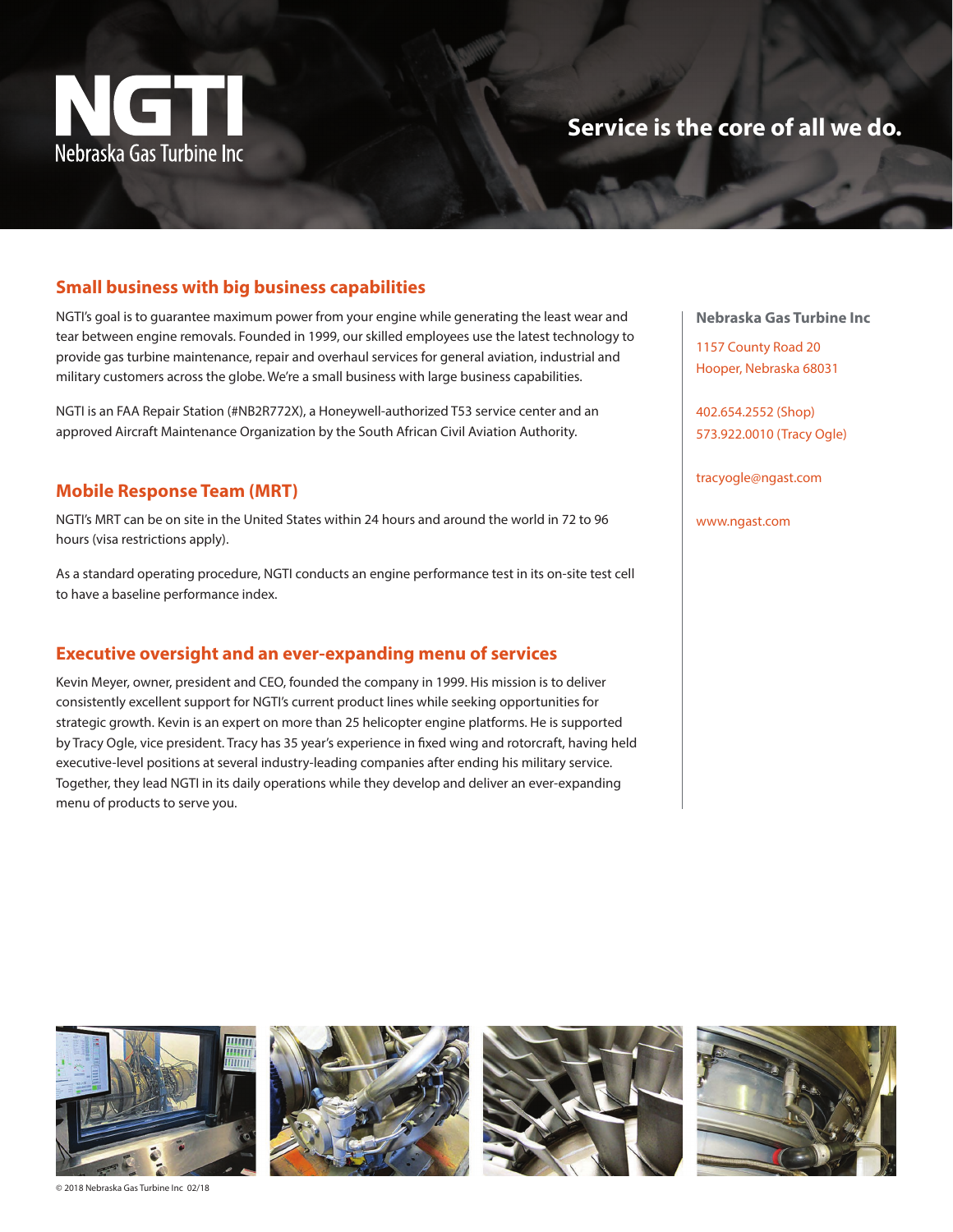# NGTI

Nebraska Gas Turbine Inc

**Service is the core of all we do.**

## Small business with big business capabilities

NGTI's goal is to guarantee maximum power from your engine while generating the least wear and tear between engine removals. Founded in 1999, our skilled employees use the latest technology to provide gas turbine maintenance, repair and overhaul services for general aviation, industrial and military customers across the globe. We're a small business with large business capabilities.

NGTI is an FAA Repair Station (#NB2R772X), a Honeywell-authorized T53 service center and an approved Aircraft Maintenance Organization by the South African Civil Aviation Authority.

## Mobile Response Team (MRT)

NGTI's MRT can be on site in the United States within 24 hours and around the world in 72 to 96 hours (visa restrictions apply).

As a standard operating procedure, NGTI conducts an engine performance test in its on-site test cell to have a baseline performance index.

## Executive oversight and an ever-expanding menu of services

Kevin Meyer, owner, president and CEO, founded the company in 1999. His mission is to deliver consistently excellent support for NGTI's current product lines while seeking opportunities for strategic growth. Kevin is an expert on more than 25 helicopter engine platforms. He is supported by Tracy Ogle, vice president. Tracy has 35 year's experience in fixed wing and rotorcraft, having held executive-level positions at several industry-leading companies after ending his military service. Together, they lead NGTI in its daily operations while they develop and deliver an ever-expanding menu of products to serve you.

**Nebraska Gas Turbine Inc**

1157 County Road 20
Hooper, Nebraska 68031

402.654.2552 (Shop)
573.922.0010 (Tracy Ogle)

tracyogle@ngast.com

www.ngast.com

© 2018 Nebraska Gas Turbine Inc 02/18